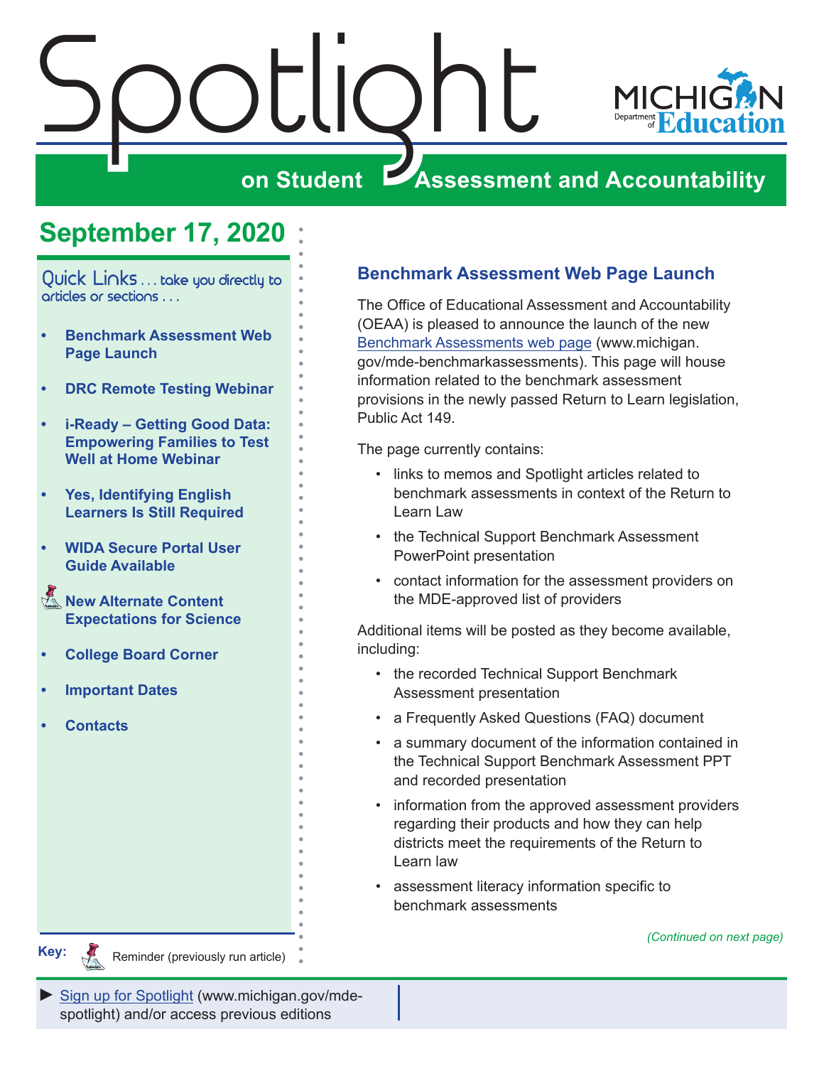# Spotlight on Student Assessment and Accountability

MICHIGAN Department of Education

## September 17, 2020

Quick Links . . . take you directly to articles or sections . . .

- **Benchmark Assessment Web Page Launch**
- **DRC Remote Testing Webinar**
- **i-Ready – Getting Good Data: Empowering Families to Test Well at Home Webinar**
- **Yes, Identifying English Learners Is Still Required**
- **WIDA Secure Portal User Guide Available**
- **New Alternate Content Expectations for Science**
- **College Board Corner**
- **Important Dates**
- **Contacts**

**Key:** Reminder (previously run article)

## Benchmark Assessment Web Page Launch

The Office of Educational Assessment and Accountability (OEAA) is pleased to announce the launch of the new Benchmark Assessments web page (www.michigan.gov/mde-benchmarkassessments). This page will house information related to the benchmark assessment provisions in the newly passed Return to Learn legislation, Public Act 149.

The page currently contains:

- links to memos and Spotlight articles related to benchmark assessments in context of the Return to Learn Law
- the Technical Support Benchmark Assessment PowerPoint presentation
- contact information for the assessment providers on the MDE-approved list of providers

Additional items will be posted as they become available, including:

- the recorded Technical Support Benchmark Assessment presentation
- a Frequently Asked Questions (FAQ) document
- a summary document of the information contained in the Technical Support Benchmark Assessment PPT and recorded presentation
- information from the approved assessment providers regarding their products and how they can help districts meet the requirements of the Return to Learn law
- assessment literacy information specific to benchmark assessments

*(Continued on next page)*

► Sign up for Spotlight (www.michigan.gov/mde-spotlight) and/or access previous editions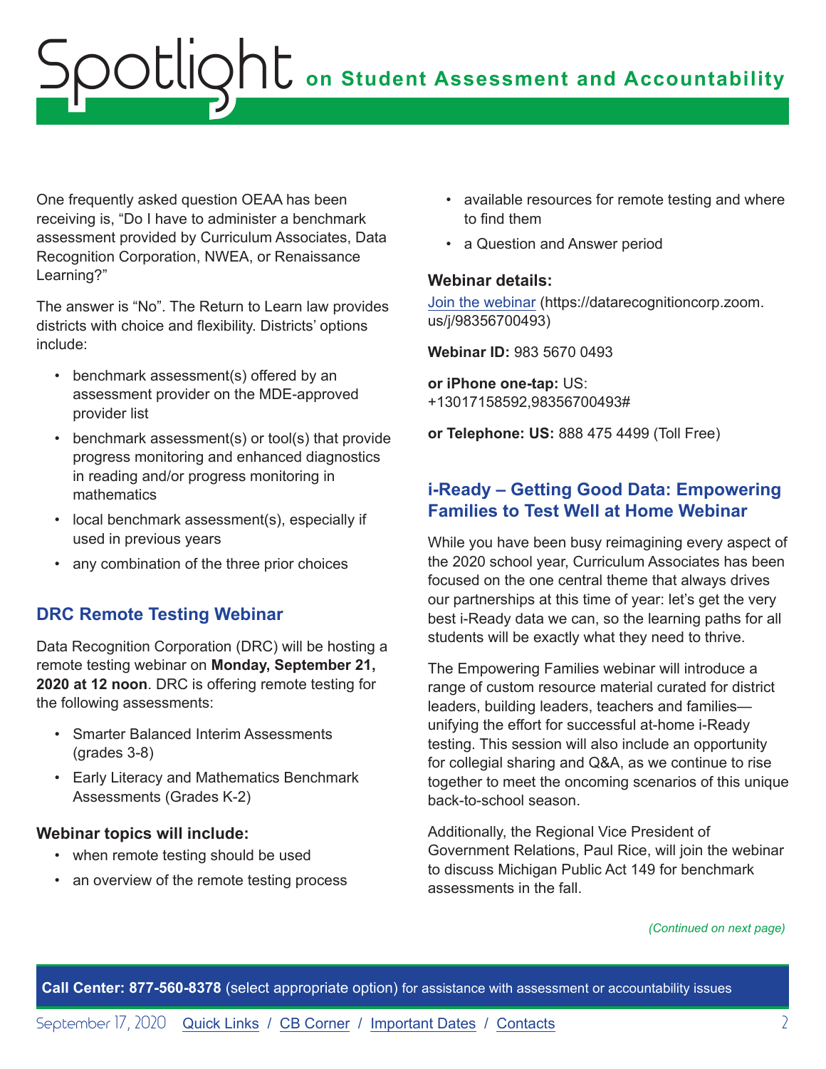One frequently asked question OEAA has been receiving is, "Do I have to administer a benchmark assessment provided by Curriculum Associates, Data Recognition Corporation, NWEA, or Renaissance Learning?"

The answer is "No". The Return to Learn law provides districts with choice and flexibility. Districts' options include:

- benchmark assessment(s) offered by an assessment provider on the MDE-approved provider list
- benchmark assessment(s) or tool(s) that provide progress monitoring and enhanced diagnostics in reading and/or progress monitoring in mathematics
- local benchmark assessment(s), especially if used in previous years
- any combination of the three prior choices

## DRC Remote Testing Webinar

Data Recognition Corporation (DRC) will be hosting a remote testing webinar on **Monday, September 21, 2020 at 12 noon**. DRC is offering remote testing for the following assessments:

- Smarter Balanced Interim Assessments (grades 3-8)
- Early Literacy and Mathematics Benchmark Assessments (Grades K-2)

**Webinar topics will include:**

- when remote testing should be used
- an overview of the remote testing process
- available resources for remote testing and where to find them
- a Question and Answer period

**Webinar details:**

[Join the webinar](https://datarecognitioncorp.zoom.us/j/98356700493) (https://datarecognitioncorp.zoom.us/j/98356700493)

**Webinar ID:** 983 5670 0493

**or iPhone one-tap:** US: +13017158592,98356700493#

**or Telephone: US:** 888 475 4499 (Toll Free)

## i-Ready – Getting Good Data: Empowering Families to Test Well at Home Webinar

While you have been busy reimagining every aspect of the 2020 school year, Curriculum Associates has been focused on the one central theme that always drives our partnerships at this time of year: let's get the very best i-Ready data we can, so the learning paths for all students will be exactly what they need to thrive.

The Empowering Families webinar will introduce a range of custom resource material curated for district leaders, building leaders, teachers and families—unifying the effort for successful at-home i-Ready testing. This session will also include an opportunity for collegial sharing and Q&A, as we continue to rise together to meet the oncoming scenarios of this unique back-to-school season.

Additionally, the Regional Vice President of Government Relations, Paul Rice, will join the webinar to discuss Michigan Public Act 149 for benchmark assessments in the fall.

*(Continued on next page)*

**Call Center: 877-560-8378** (select appropriate option) for assistance with assessment or accountability issues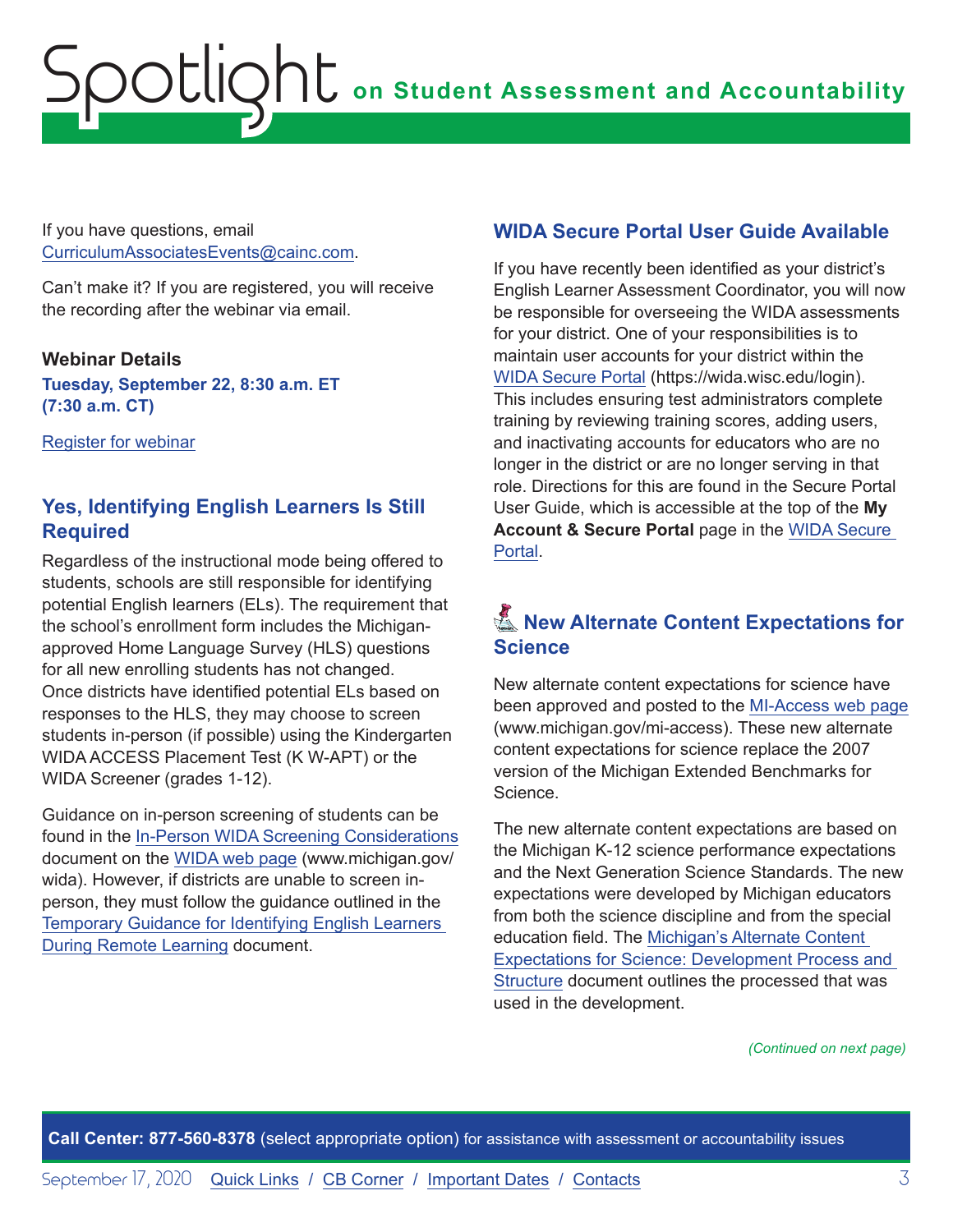If you have questions, email CurriculumAssociatesEvents@cainc.com.

Can't make it? If you are registered, you will receive the recording after the webinar via email.

**Webinar Details**

**Tuesday, September 22, 8:30 a.m. ET (7:30 a.m. CT)**

Register for webinar

## Yes, Identifying English Learners Is Still Required

Regardless of the instructional mode being offered to students, schools are still responsible for identifying potential English learners (ELs). The requirement that the school's enrollment form includes the Michigan-approved Home Language Survey (HLS) questions for all new enrolling students has not changed. Once districts have identified potential ELs based on responses to the HLS, they may choose to screen students in-person (if possible) using the Kindergarten WIDA ACCESS Placement Test (K W-APT) or the WIDA Screener (grades 1-12).

Guidance on in-person screening of students can be found in the In-Person WIDA Screening Considerations document on the WIDA web page (www.michigan.gov/wida). However, if districts are unable to screen in-person, they must follow the guidance outlined in the Temporary Guidance for Identifying English Learners During Remote Learning document.

## WIDA Secure Portal User Guide Available

If you have recently been identified as your district's English Learner Assessment Coordinator, you will now be responsible for overseeing the WIDA assessments for your district. One of your responsibilities is to maintain user accounts for your district within the WIDA Secure Portal (https://wida.wisc.edu/login). This includes ensuring test administrators complete training by reviewing training scores, adding users, and inactivating accounts for educators who are no longer in the district or are no longer serving in that role. Directions for this are found in the Secure Portal User Guide, which is accessible at the top of the **My Account & Secure Portal** page in the WIDA Secure Portal.

## New Alternate Content Expectations for Science

New alternate content expectations for science have been approved and posted to the MI-Access web page (www.michigan.gov/mi-access). These new alternate content expectations for science replace the 2007 version of the Michigan Extended Benchmarks for Science.

The new alternate content expectations are based on the Michigan K-12 science performance expectations and the Next Generation Science Standards. The new expectations were developed by Michigan educators from both the science discipline and from the special education field. The Michigan's Alternate Content Expectations for Science: Development Process and Structure document outlines the processed that was used in the development.

*(Continued on next page)*

**Call Center: 877-560-8378** (select appropriate option) for assistance with assessment or accountability issues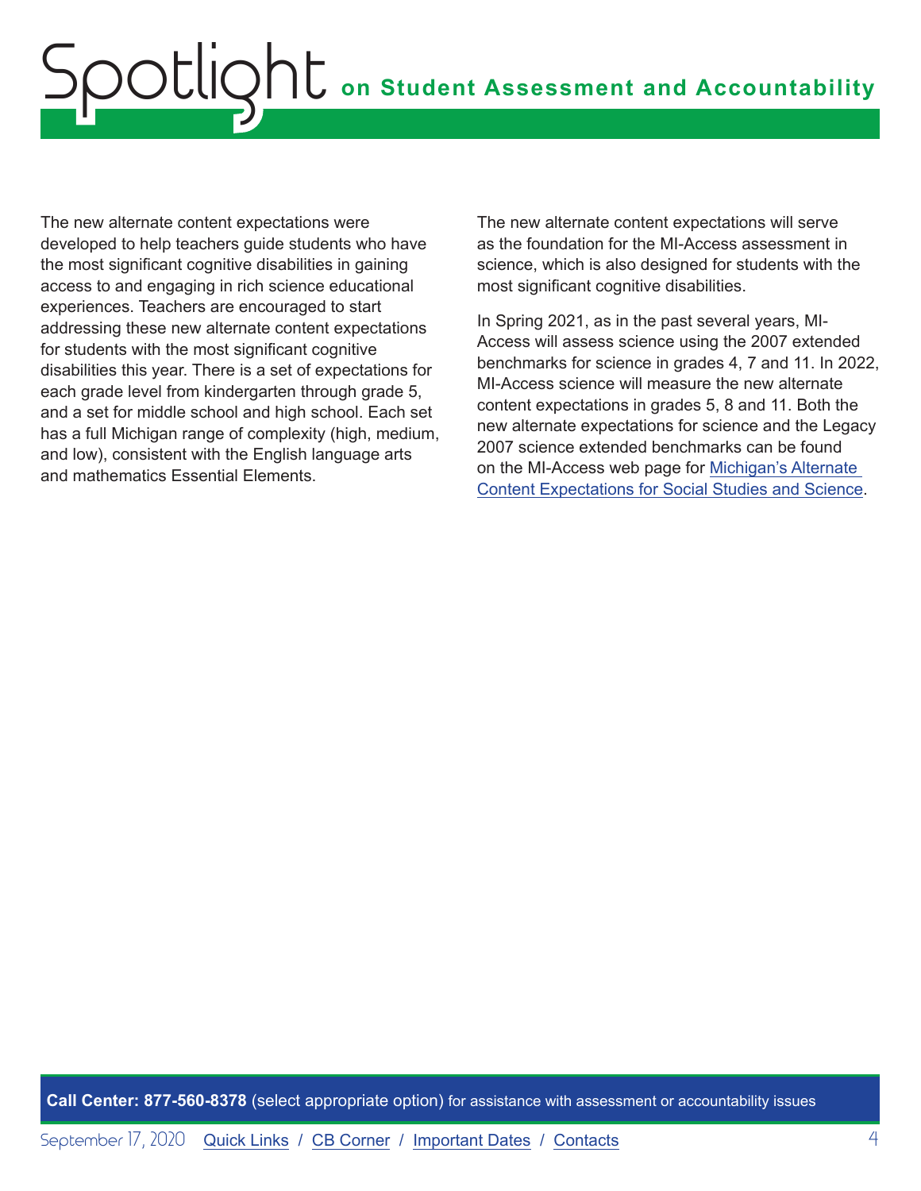The new alternate content expectations were developed to help teachers guide students who have the most significant cognitive disabilities in gaining access to and engaging in rich science educational experiences. Teachers are encouraged to start addressing these new alternate content expectations for students with the most significant cognitive disabilities this year. There is a set of expectations for each grade level from kindergarten through grade 5, and a set for middle school and high school. Each set has a full Michigan range of complexity (high, medium, and low), consistent with the English language arts and mathematics Essential Elements.

The new alternate content expectations will serve as the foundation for the MI-Access assessment in science, which is also designed for students with the most significant cognitive disabilities.

In Spring 2021, as in the past several years, MI-Access will assess science using the 2007 extended benchmarks for science in grades 4, 7 and 11. In 2022, MI-Access science will measure the new alternate content expectations in grades 5, 8 and 11. Both the new alternate expectations for science and the Legacy 2007 science extended benchmarks can be found on the MI-Access web page for [Michigan's Alternate Content Expectations for Social Studies and Science](#).

**Call Center: 877-560-8378** (select appropriate option) for assistance with assessment or accountability issues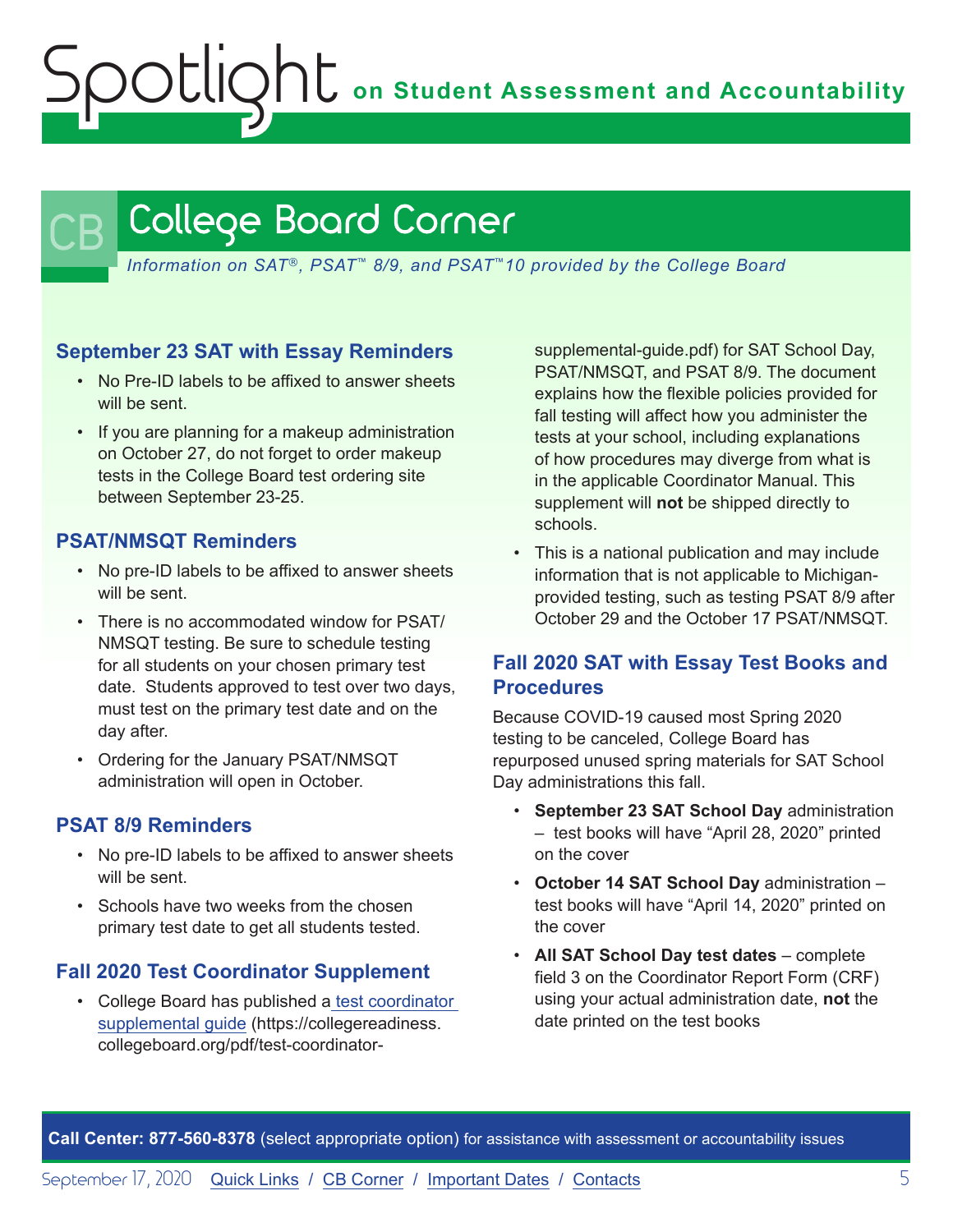# College Board Corner

*Information on SAT®, PSAT™ 8/9, and PSAT™10 provided by the College Board*

### September 23 SAT with Essay Reminders

- No Pre-ID labels to be affixed to answer sheets will be sent.
- If you are planning for a makeup administration on October 27, do not forget to order makeup tests in the College Board test ordering site between September 23-25.

### PSAT/NMSQT Reminders

- No pre-ID labels to be affixed to answer sheets will be sent.
- There is no accommodated window for PSAT/NMSQT testing. Be sure to schedule testing for all students on your chosen primary test date. Students approved to test over two days, must test on the primary test date and on the day after.
- Ordering for the January PSAT/NMSQT administration will open in October.

### PSAT 8/9 Reminders

- No pre-ID labels to be affixed to answer sheets will be sent.
- Schools have two weeks from the chosen primary test date to get all students tested.

### Fall 2020 Test Coordinator Supplement

- College Board has published a [test coordinator supplemental guide](https://collegereadiness.collegeboard.org/pdf/test-coordinator-supplemental-guide.pdf) (https://collegereadiness.collegeboard.org/pdf/test-coordinator-supplemental-guide.pdf) for SAT School Day, PSAT/NMSQT, and PSAT 8/9. The document explains how the flexible policies provided for fall testing will affect how you administer the tests at your school, including explanations of how procedures may diverge from what is in the applicable Coordinator Manual. This supplement will **not** be shipped directly to schools.
- This is a national publication and may include information that is not applicable to Michigan-provided testing, such as testing PSAT 8/9 after October 29 and the October 17 PSAT/NMSQT.

### Fall 2020 SAT with Essay Test Books and Procedures

Because COVID-19 caused most Spring 2020 testing to be canceled, College Board has repurposed unused spring materials for SAT School Day administrations this fall.

- **September 23 SAT School Day** administration – test books will have "April 28, 2020" printed on the cover
- **October 14 SAT School Day** administration – test books will have "April 14, 2020" printed on the cover
- **All SAT School Day test dates** – complete field 3 on the Coordinator Report Form (CRF) using your actual administration date, **not** the date printed on the test books

**Call Center: 877-560-8378** (select appropriate option) for assistance with assessment or accountability issues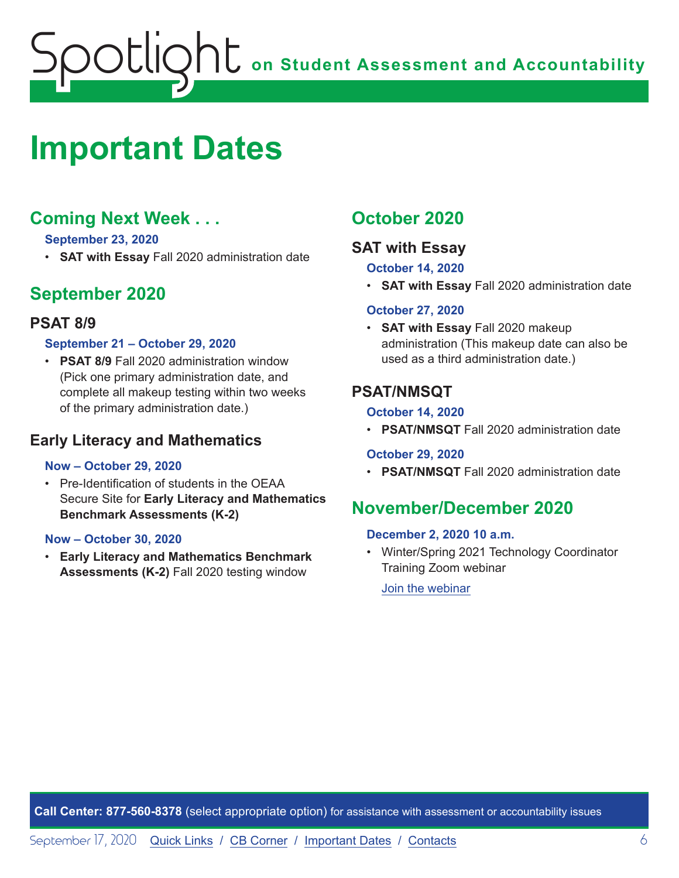# Important Dates

## Coming Next Week . . .

**September 23, 2020**

- **SAT with Essay** Fall 2020 administration date

## September 2020

### PSAT 8/9

**September 21 – October 29, 2020**

- **PSAT 8/9** Fall 2020 administration window (Pick one primary administration date, and complete all makeup testing within two weeks of the primary administration date.)

### Early Literacy and Mathematics

**Now – October 29, 2020**

- Pre-Identification of students in the OEAA Secure Site for **Early Literacy and Mathematics Benchmark Assessments (K-2)**

**Now – October 30, 2020**

- **Early Literacy and Mathematics Benchmark Assessments (K-2)** Fall 2020 testing window

## October 2020

### SAT with Essay

**October 14, 2020**

- **SAT with Essay** Fall 2020 administration date

**October 27, 2020**

- **SAT with Essay** Fall 2020 makeup administration (This makeup date can also be used as a third administration date.)

### PSAT/NMSQT

**October 14, 2020**

- **PSAT/NMSQT** Fall 2020 administration date

**October 29, 2020**

- **PSAT/NMSQT** Fall 2020 administration date

## November/December 2020

**December 2, 2020 10 a.m.**

- Winter/Spring 2021 Technology Coordinator Training Zoom webinar

  Join the webinar

**Call Center: 877-560-8378** (select appropriate option) for assistance with assessment or accountability issues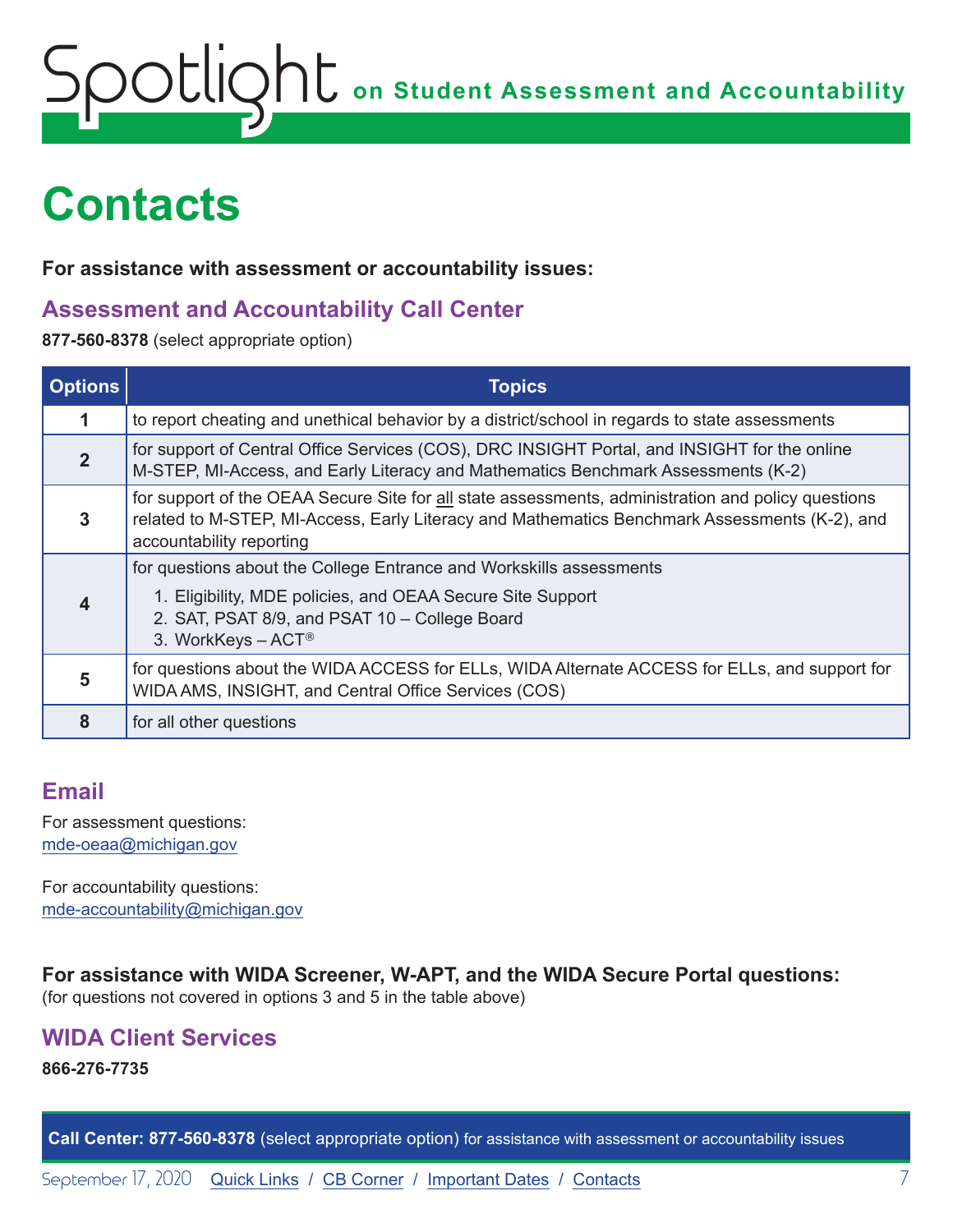# Contacts

**For assistance with assessment or accountability issues:**

## Assessment and Accountability Call Center

**877-560-8378** (select appropriate option)

| Options | Topics |
|---|---|
| **1** | to report cheating and unethical behavior by a district/school in regards to state assessments |
| **2** | for support of Central Office Services (COS), DRC INSIGHT Portal, and INSIGHT for the online M-STEP, MI-Access, and Early Literacy and Mathematics Benchmark Assessments (K-2) |
| **3** | for support of the OEAA Secure Site for all state assessments, administration and policy questions related to M-STEP, MI-Access, Early Literacy and Mathematics Benchmark Assessments (K-2), and accountability reporting |
| **4** | for questions about the College Entrance and Workskills assessments<br>1. Eligibility, MDE policies, and OEAA Secure Site Support<br>2. SAT, PSAT 8/9, and PSAT 10 – College Board<br>3. WorkKeys – ACT® |
| **5** | for questions about the WIDA ACCESS for ELLs, WIDA Alternate ACCESS for ELLs, and support for WIDA AMS, INSIGHT, and Central Office Services (COS) |
| **8** | for all other questions |

## Email

For assessment questions:
mde-oeaa@michigan.gov

For accountability questions:
mde-accountability@michigan.gov

**For assistance with WIDA Screener, W-APT, and the WIDA Secure Portal questions:**
(for questions not covered in options 3 and 5 in the table above)

## WIDA Client Services

**866-276-7735**

**Call Center: 877-560-8378** (select appropriate option) for assistance with assessment or accountability issues